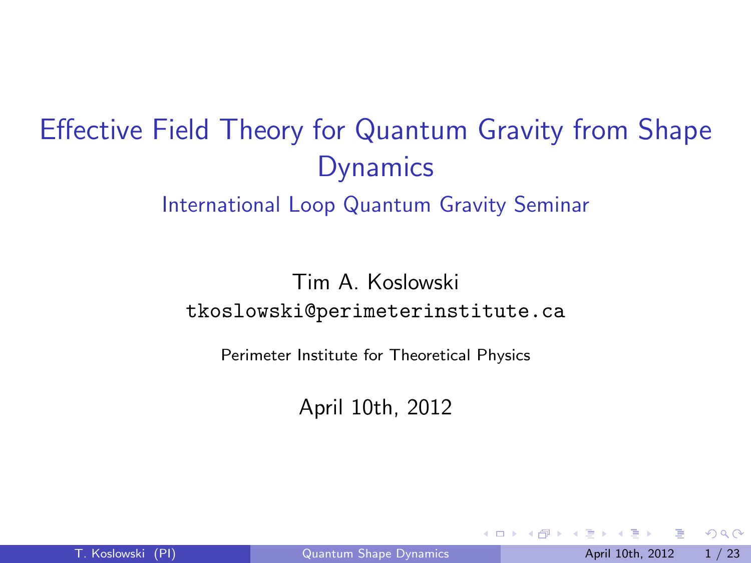# Effective Field Theory for Quantum Gravity from Shape Dynamics

## International Loop Quantum Gravity Seminar

Tim A. Koslowski

tkoslowski@perimeterinstitute.ca

Perimeter Institute for Theoretical Physics

April 10th, 2012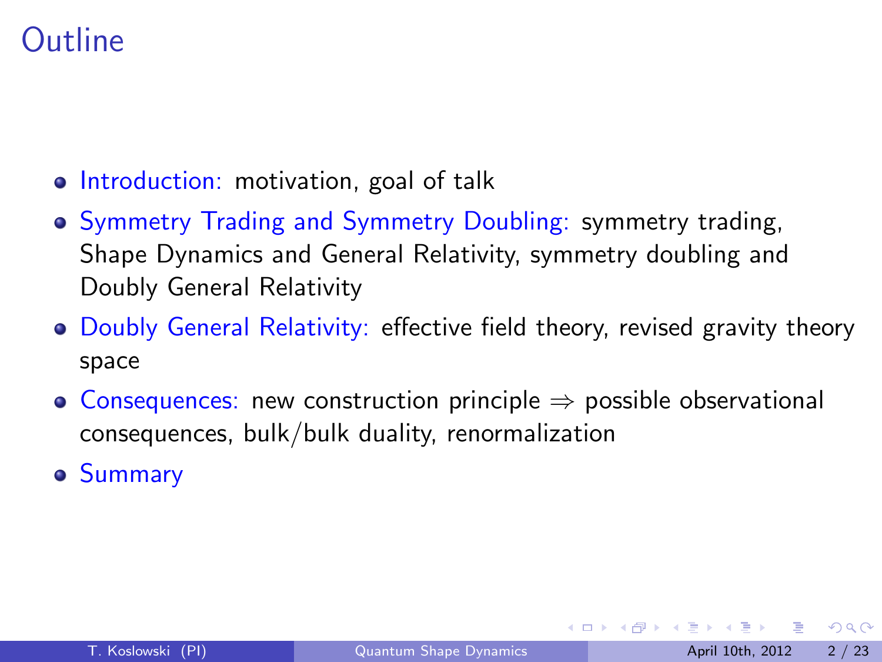# Outline

- Introduction: motivation, goal of talk
- Symmetry Trading and Symmetry Doubling: symmetry trading, Shape Dynamics and General Relativity, symmetry doubling and Doubly General Relativity
- Doubly General Relativity: effective field theory, revised gravity theory space
- Consequences: new construction principle $\Rightarrow$ possible observational consequences, bulk/bulk duality, renormalization
- Summary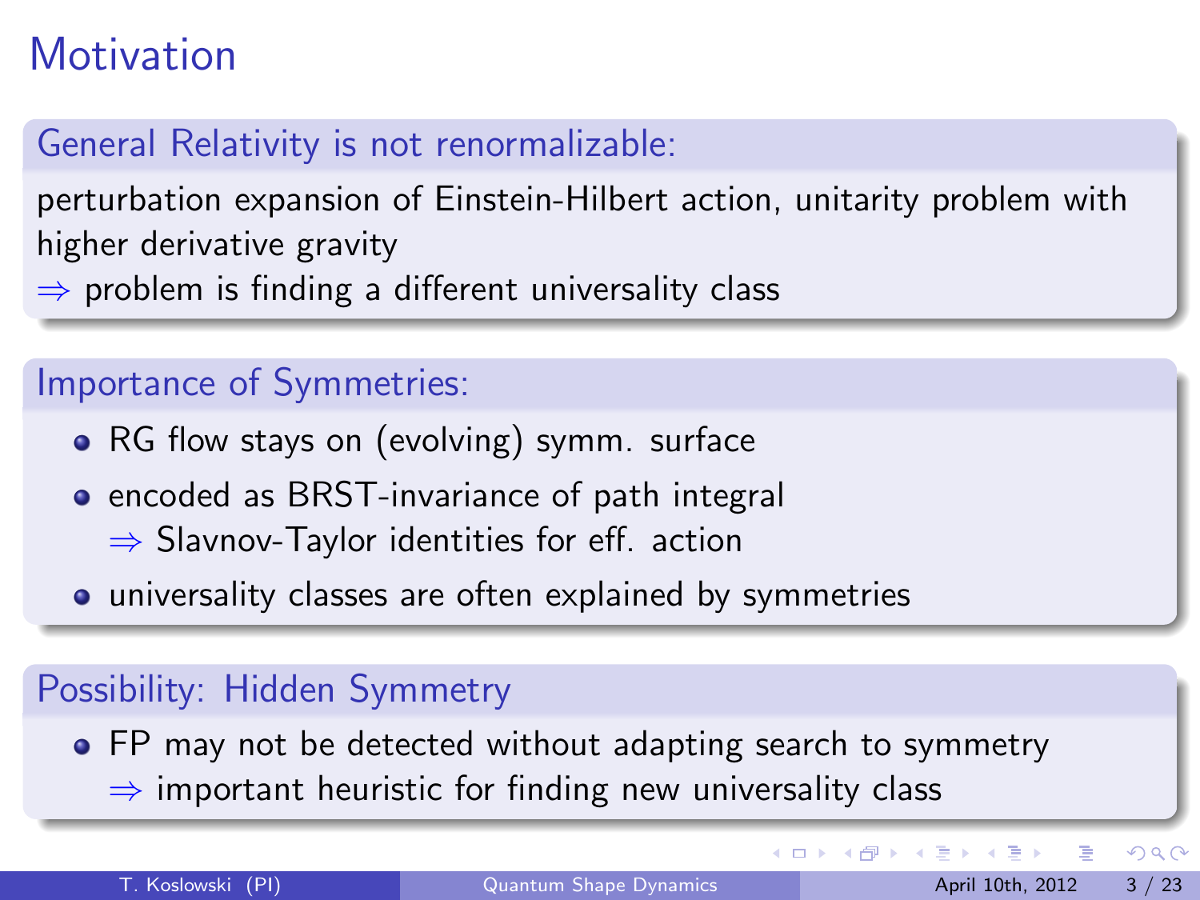# Motivation

## General Relativity is not renormalizable:

perturbation expansion of Einstein-Hilbert action, unitarity problem with higher derivative gravity
$\Rightarrow$ problem is finding a different universality class

## Importance of Symmetries:

- RG flow stays on (evolving) symm. surface
- encoded as BRST-invariance of path integral
  $\Rightarrow$ Slavnov-Taylor identities for eff. action
- universality classes are often explained by symmetries

## Possibility: Hidden Symmetry

- FP may not be detected without adapting search to symmetry
  $\Rightarrow$ important heuristic for finding new universality class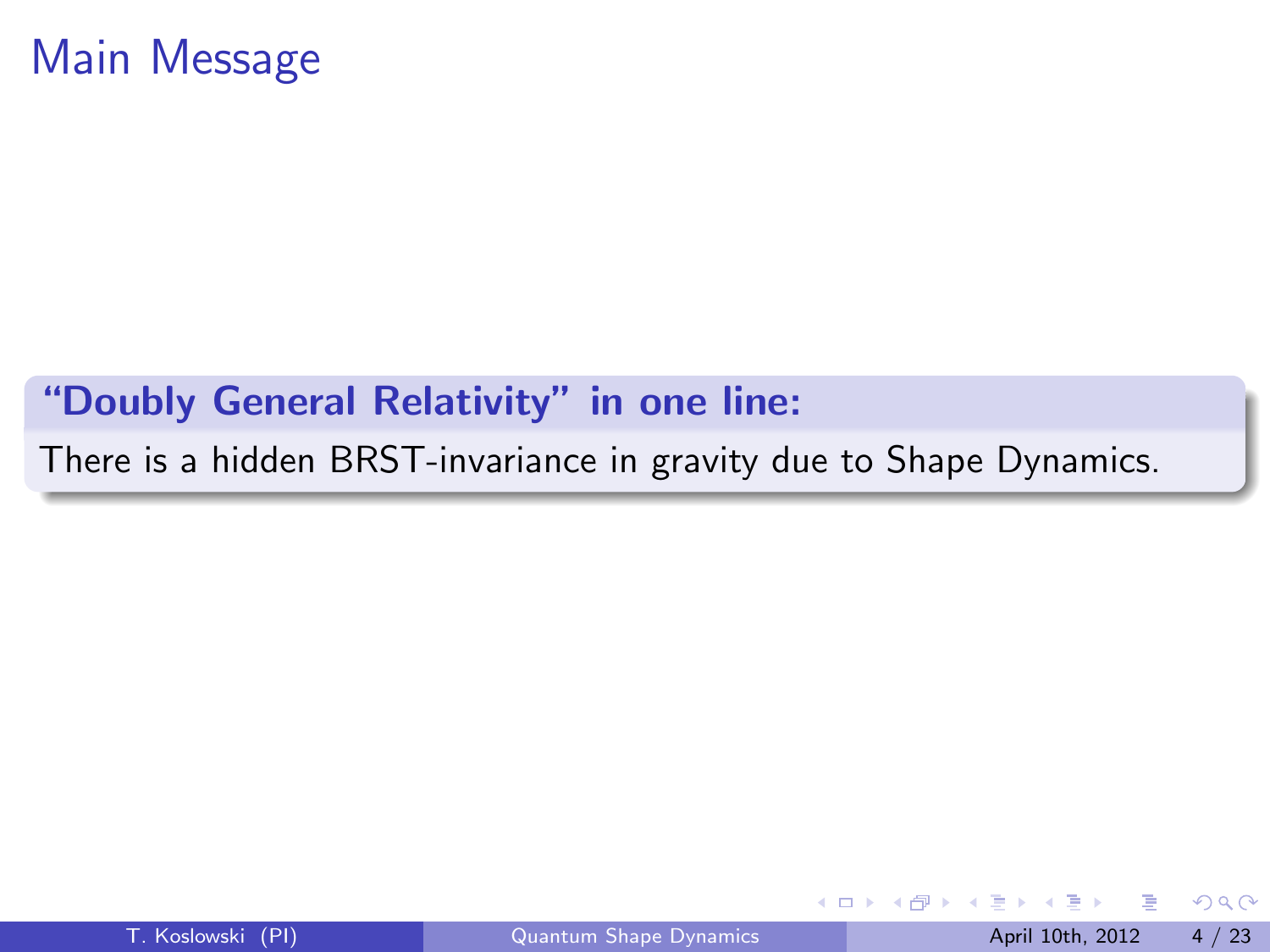# Main Message

**"Doubly General Relativity" in one line:**

There is a hidden BRST-invariance in gravity due to Shape Dynamics.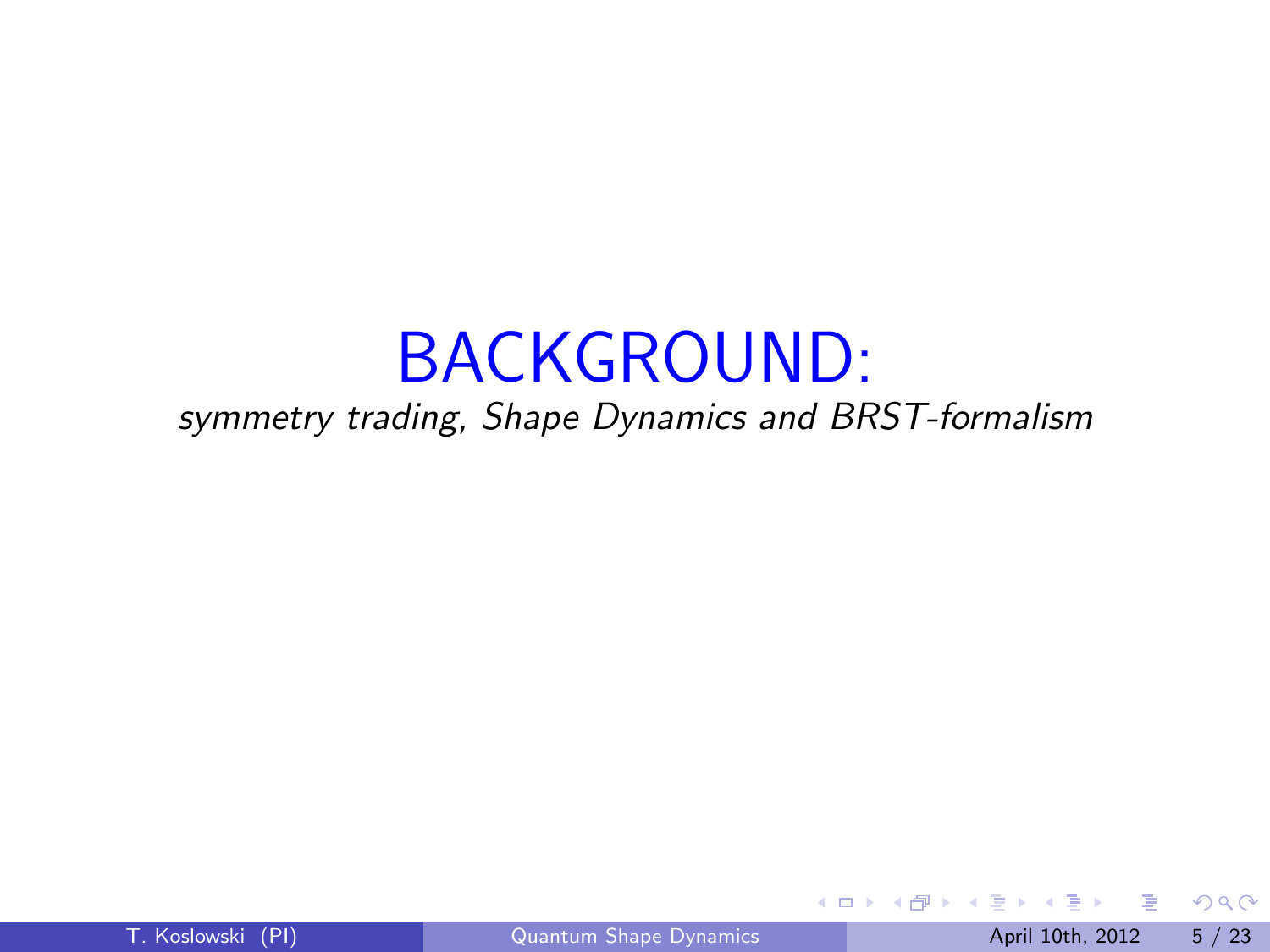# BACKGROUND:

*symmetry trading, Shape Dynamics and BRST-formalism*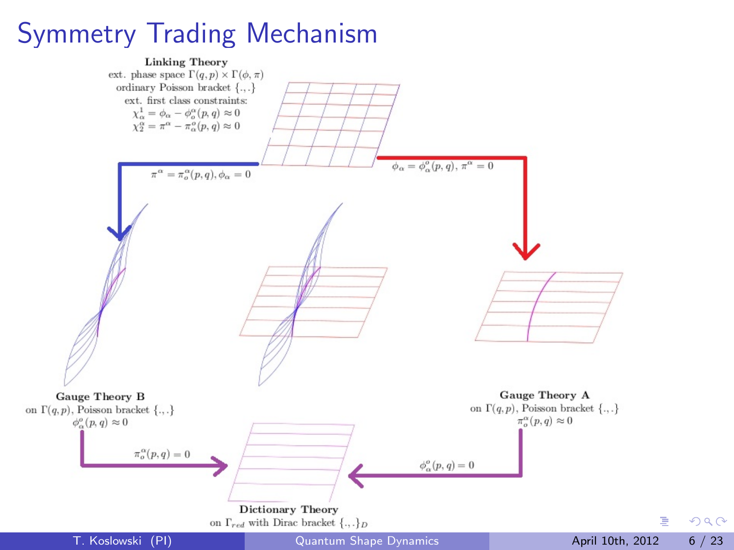# Symmetry Trading Mechanism

**Linking Theory**
ext. phase space $\Gamma(q,p) \times \Gamma(\phi,\pi)$
ordinary Poisson bracket $\{.,.\}$
ext. first class constraints:
$\chi^1_\alpha = \phi_\alpha - \phi^\alpha_o(p,q) \approx 0$
$\chi^\alpha_2 = \pi^\alpha - \pi^o_\alpha(p,q) \approx 0$

$\pi^\alpha = \pi^\alpha_o(p,q), \phi_\alpha = 0$

$\phi_\alpha = \phi^o_\alpha(p,q), \pi^\alpha = 0$

**Gauge Theory B**
on $\Gamma(q,p)$, Poisson bracket $\{.,.\}$
$\phi^o_\alpha(p,q) \approx 0$

**Gauge Theory A**
on $\Gamma(q,p)$, Poisson bracket $\{.,.\}$
$\pi^\alpha_o(p,q) \approx 0$

$\pi^\alpha_o(p,q) = 0$

$\phi^o_\alpha(p,q) = 0$

**Dictionary Theory**
on $\Gamma_{red}$ with Dirac bracket $\{.,.\}_D$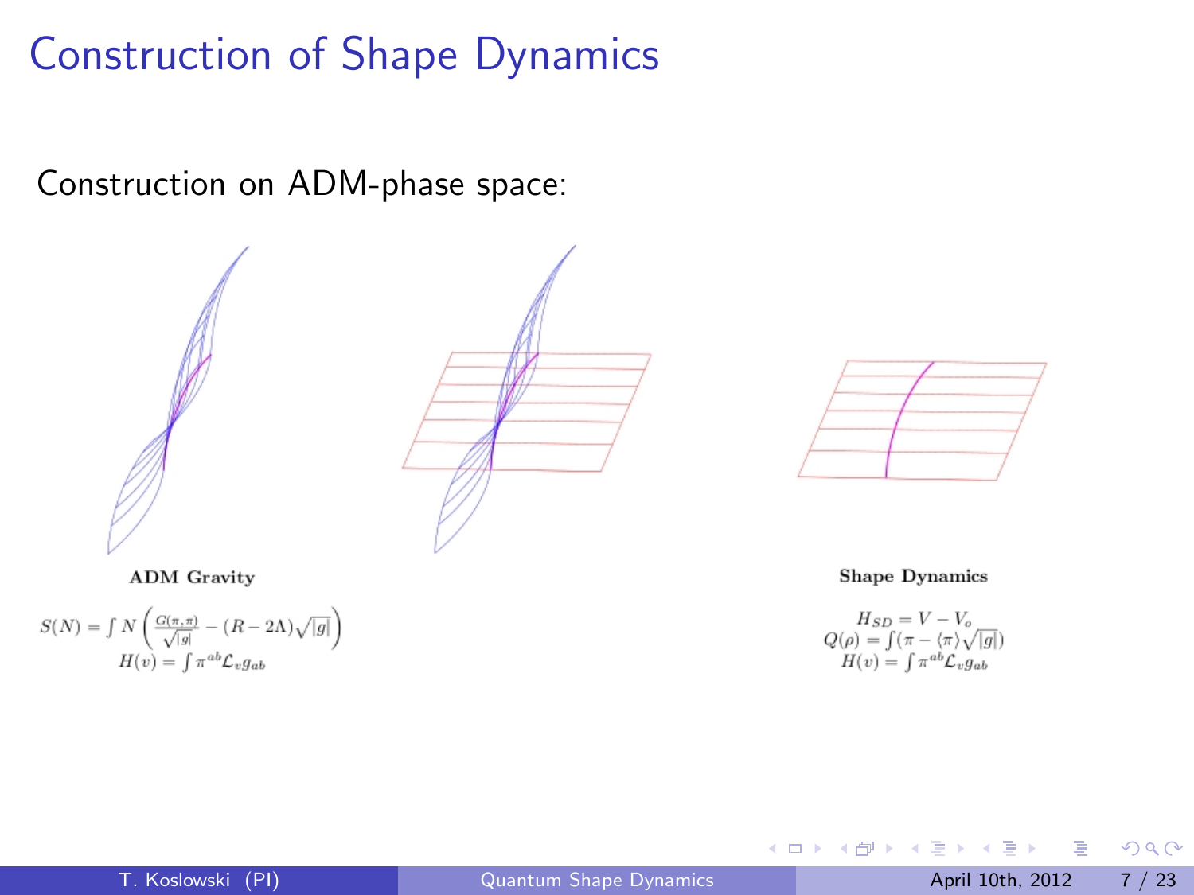# Construction of Shape Dynamics

Construction on ADM-phase space:

**ADM Gravity**

$$S(N) = \int N\left(\frac{G(\pi,\pi)}{\sqrt{|g|}} - (R - 2\Lambda)\sqrt{|g|}\right)$$
$$H(v) = \int \pi^{ab}\mathcal{L}_v g_{ab}$$

**Shape Dynamics**

$$H_{SD} = V - V_o$$
$$Q(\rho) = \int(\pi - \langle\pi\rangle\sqrt{|g|})$$
$$H(v) = \int \pi^{ab}\mathcal{L}_v g_{ab}$$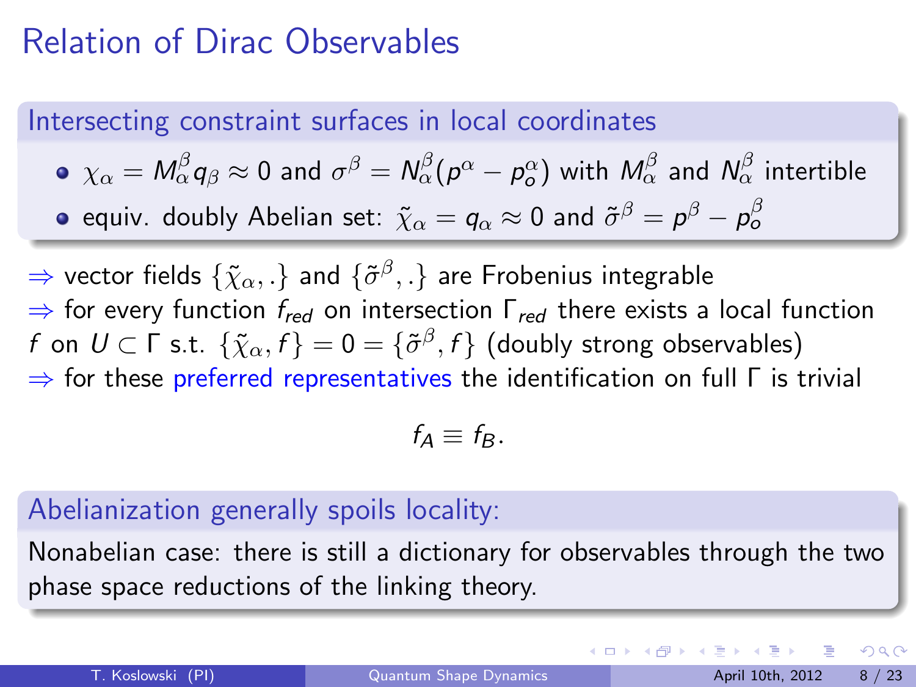# Relation of Dirac Observables

### Intersecting constraint surfaces in local coordinates

- $\chi_\alpha = M_\alpha^\beta q_\beta \approx 0$ and $\sigma^\beta = N_\alpha^\beta (p^\alpha - p_o^\alpha)$ with $M_\alpha^\beta$ and $N_\alpha^\beta$ intertible
- equiv. doubly Abelian set: $\tilde{\chi}_\alpha = q_\alpha \approx 0$ and $\tilde{\sigma}^\beta = p^\beta - p_o^\beta$

$\Rightarrow$ vector fields $\{\tilde{\chi}_\alpha, .\}$ and $\{\tilde{\sigma}^\beta, .\}$ are Frobenius integrable
$\Rightarrow$ for every function $f_{red}$ on intersection $\Gamma_{red}$ there exists a local function $f$ on $U \subset \Gamma$ s.t. $\{\tilde{\chi}_\alpha, f\} = 0 = \{\tilde{\sigma}^\beta, f\}$ (doubly strong observables)
$\Rightarrow$ for these preferred representatives the identification on full $\Gamma$ is trivial

$$f_A \equiv f_B.$$

### Abelianization generally spoils locality:

Nonabelian case: there is still a dictionary for observables through the two phase space reductions of the linking theory.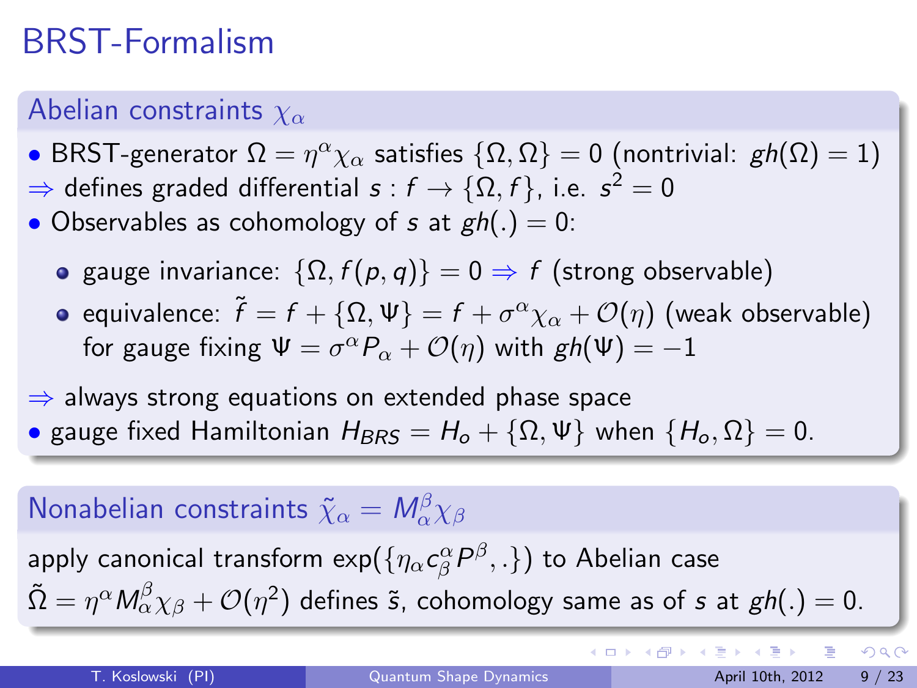# BRST-Formalism

## Abelian constraints $\chi_\alpha$

- BRST-generator $\Omega = \eta^\alpha \chi_\alpha$ satisfies $\{\Omega, \Omega\} = 0$ (nontrivial: $gh(\Omega) = 1$)

$\Rightarrow$ defines graded differential $s : f \to \{\Omega, f\}$, i.e. $s^2 = 0$

- Observables as cohomology of $s$ at $gh(.) = 0$:
  - gauge invariance: $\{\Omega, f(p, q)\} = 0 \Rightarrow f$ (strong observable)
  - equivalence: $\tilde{f} = f + \{\Omega, \Psi\} = f + \sigma^\alpha \chi_\alpha + \mathcal{O}(\eta)$ (weak observable) for gauge fixing $\Psi = \sigma^\alpha P_\alpha + \mathcal{O}(\eta)$ with $gh(\Psi) = -1$

$\Rightarrow$ always strong equations on extended phase space

- gauge fixed Hamiltonian $H_{BRS} = H_o + \{\Omega, \Psi\}$ when $\{H_o, \Omega\} = 0$.

## Nonabelian constraints $\tilde{\chi}_\alpha = M_\alpha^\beta \chi_\beta$

apply canonical transform $\exp(\{\eta_\alpha c^\alpha_\beta P^\beta, .\})$ to Abelian case

$\tilde{\Omega} = \eta^\alpha M_\alpha^\beta \chi_\beta + \mathcal{O}(\eta^2)$ defines $\tilde{s}$, cohomology same as of $s$ at $gh(.) = 0$.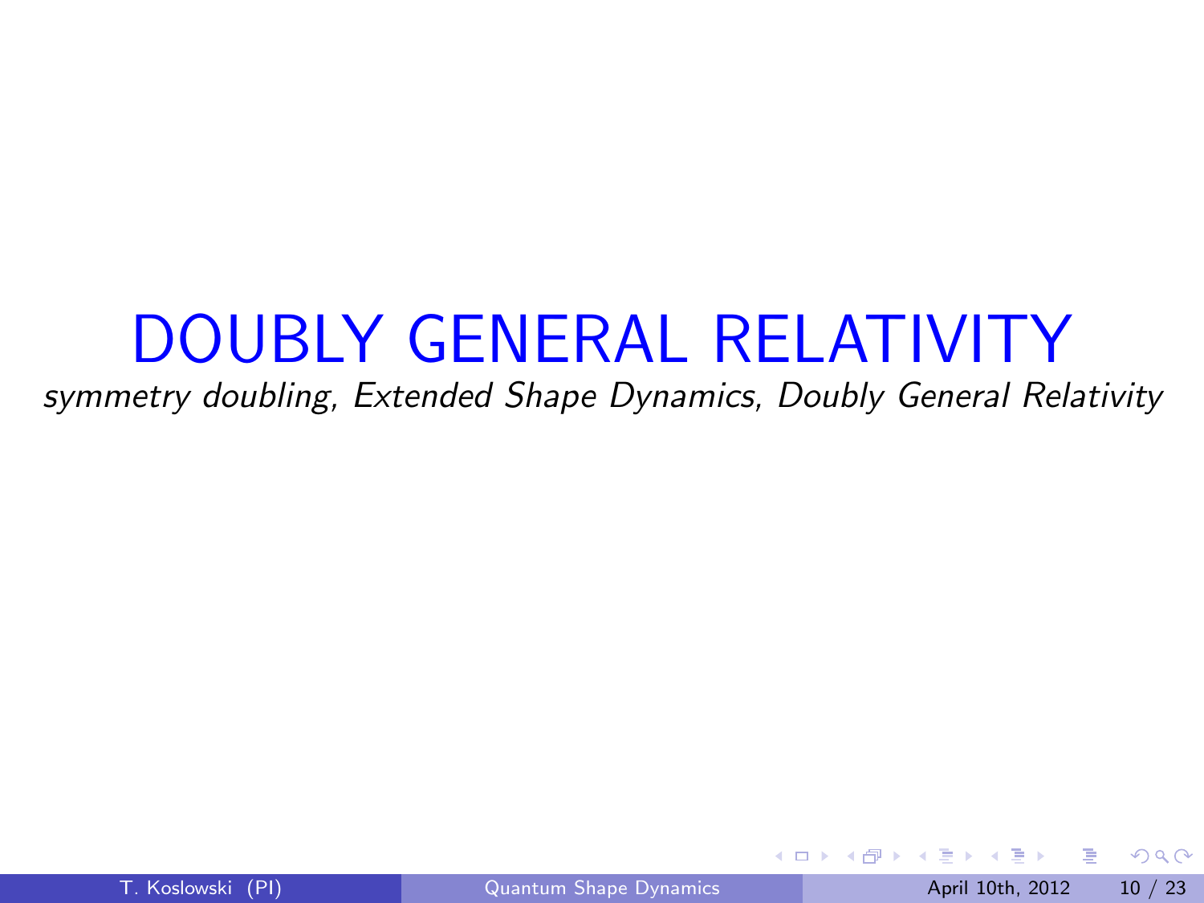# DOUBLY GENERAL RELATIVITY

*symmetry doubling, Extended Shape Dynamics, Doubly General Relativity*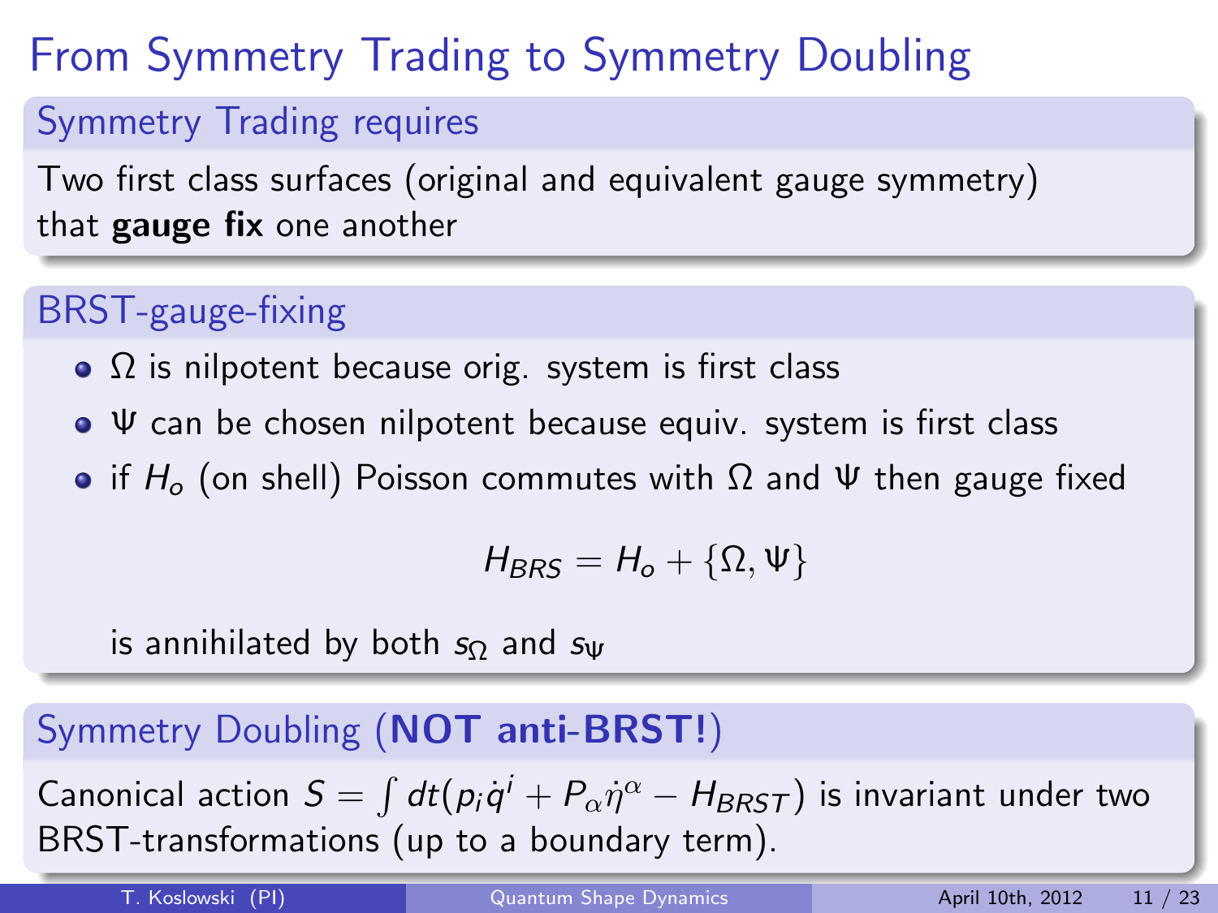# From Symmetry Trading to Symmetry Doubling

## Symmetry Trading requires

Two first class surfaces (original and equivalent gauge symmetry) that **gauge fix** one another

## BRST-gauge-fixing

- $\Omega$ is nilpotent because orig. system is first class
- $\Psi$ can be chosen nilpotent because equiv. system is first class
- if $H_o$ (on shell) Poisson commutes with $\Omega$ and $\Psi$ then gauge fixed

$$H_{BRS} = H_o + \{\Omega, \Psi\}$$

is annihilated by both $s_\Omega$ and $s_\Psi$

## Symmetry Doubling (**NOT anti-BRST!**)

Canonical action $S = \int dt(p_i \dot{q}^i + P_\alpha \dot{\eta}^\alpha - H_{BRST})$ is invariant under two BRST-transformations (up to a boundary term).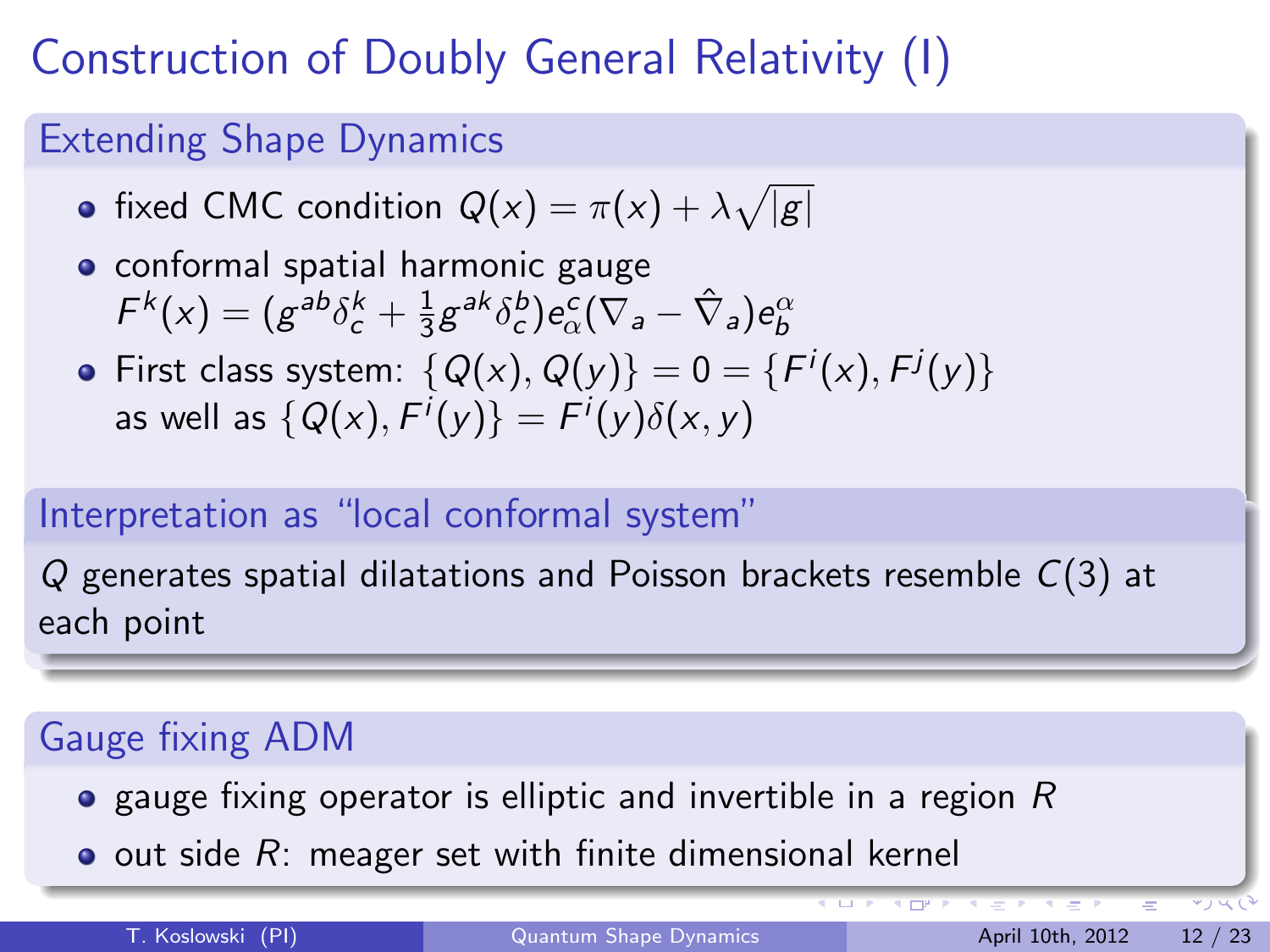# Construction of Doubly General Relativity (I)

## Extending Shape Dynamics

- fixed CMC condition $Q(x) = \pi(x) + \lambda\sqrt{|g|}$
- conformal spatial harmonic gauge $F^k(x) = (g^{ab}\delta^k_c + \frac{1}{3}g^{ak}\delta^b_c)e^c_\alpha(\nabla_a - \hat{\nabla}_a)e^\alpha_b$
- First class system: $\{Q(x), Q(y)\} = 0 = \{F^i(x), F^j(y)\}$ as well as $\{Q(x), F^i(y)\} = F^i(y)\delta(x,y)$

## Interpretation as "local conformal system"

$Q$ generates spatial dilatations and Poisson brackets resemble $C(3)$ at each point

## Gauge fixing ADM

- gauge fixing operator is elliptic and invertible in a region $R$
- out side $R$: meager set with finite dimensional kernel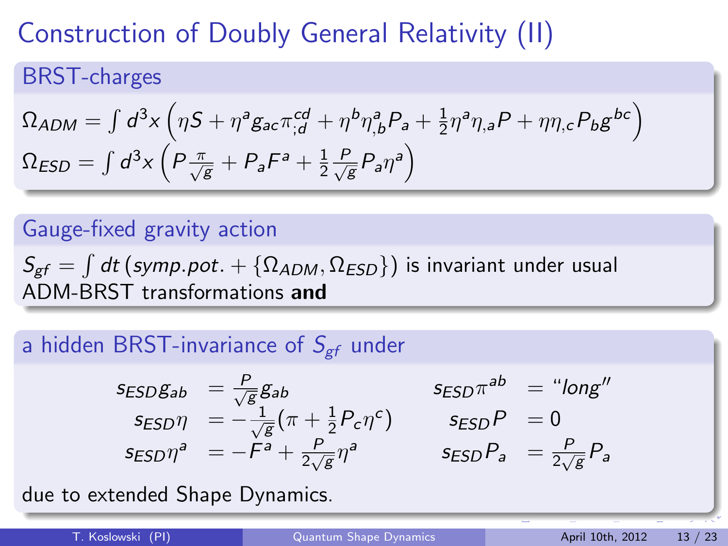# Construction of Doubly General Relativity (II)

## BRST-charges

$$\Omega_{ADM} = \int d^3x \left( \eta S + \eta^a g_{ac} \pi^{cd}_{;d} + \eta^b \eta^a_{,b} P_a + \frac{1}{2} \eta^a \eta_{,a} P + \eta \eta_{,c} P_b g^{bc} \right)$$

$$\Omega_{ESD} = \int d^3x \left( P \frac{\pi}{\sqrt{g}} + P_a F^a + \frac{1}{2} \frac{P}{\sqrt{g}} P_a \eta^a \right)$$

## Gauge-fixed gravity action

$S_{gf} = \int dt \left( symp.pot. + \{\Omega_{ADM}, \Omega_{ESD}\} \right)$ is invariant under usual ADM-BRST transformations **and**

## a hidden BRST-invariance of $S_{gf}$ under

$$
\begin{aligned}
s_{ESD} g_{ab} &= \frac{P}{\sqrt{g}} g_{ab} & \qquad s_{ESD} \pi^{ab} &= \text{``}long\text{''} \\
s_{ESD} \eta &= -\frac{1}{\sqrt{g}} \left( \pi + \frac{1}{2} P_c \eta^c \right) & \qquad s_{ESD} P &= 0 \\
s_{ESD} \eta^a &= -F^a + \frac{P}{2\sqrt{g}} \eta^a & \qquad s_{ESD} P_a &= \frac{P}{2\sqrt{g}} P_a
\end{aligned}
$$

due to extended Shape Dynamics.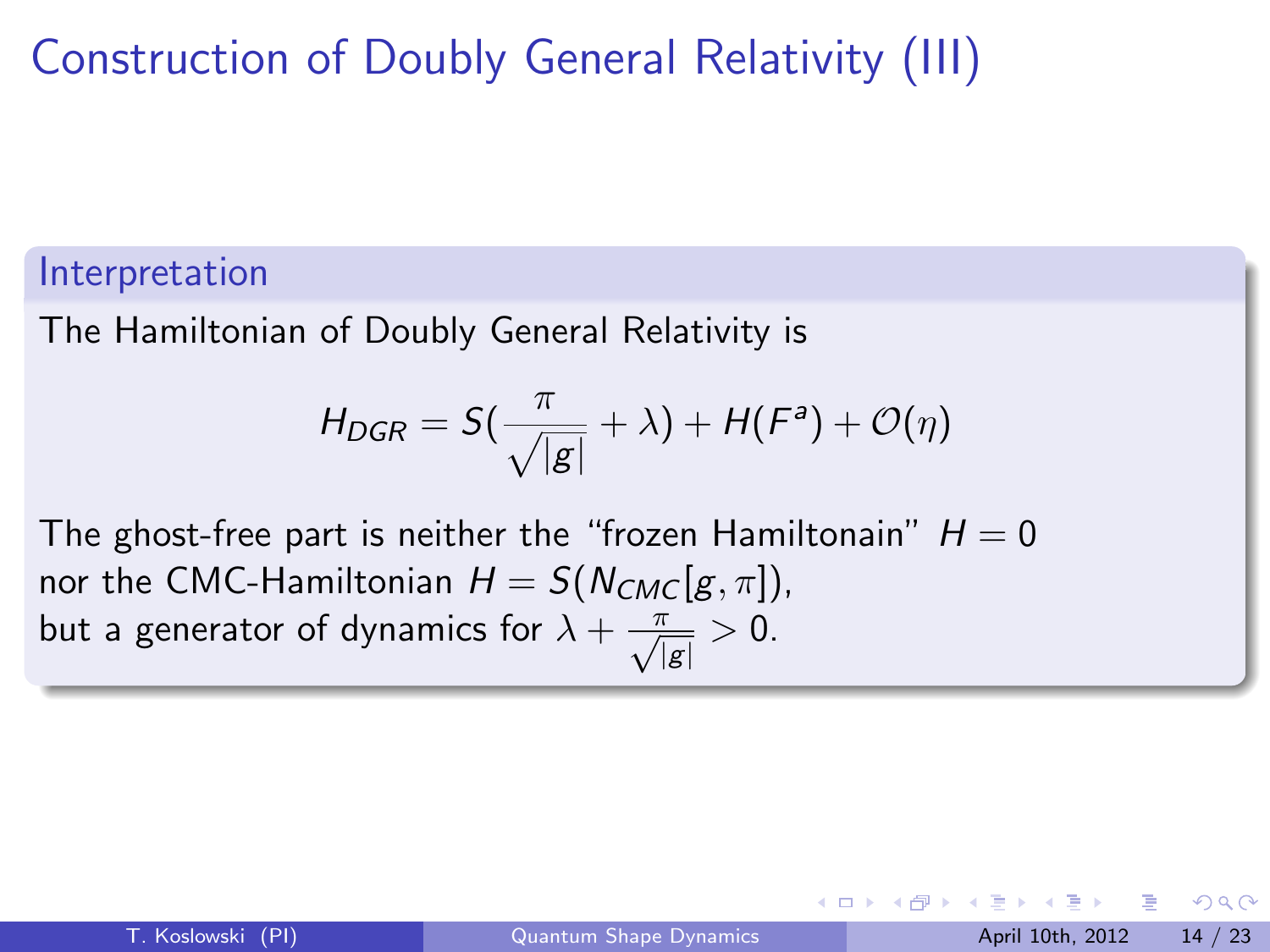# Construction of Doubly General Relativity (III)

### Interpretation

The Hamiltonian of Doubly General Relativity is

$$H_{DGR} = S(\frac{\pi}{\sqrt{|g|}} + \lambda) + H(F^a) + \mathcal{O}(\eta)$$

The ghost-free part is neither the "frozen Hamiltonain" $H = 0$ nor the CMC-Hamiltonian $H = S(N_{CMC}[g, \pi])$, but a generator of dynamics for $\lambda + \frac{\pi}{\sqrt{|g|}} > 0$.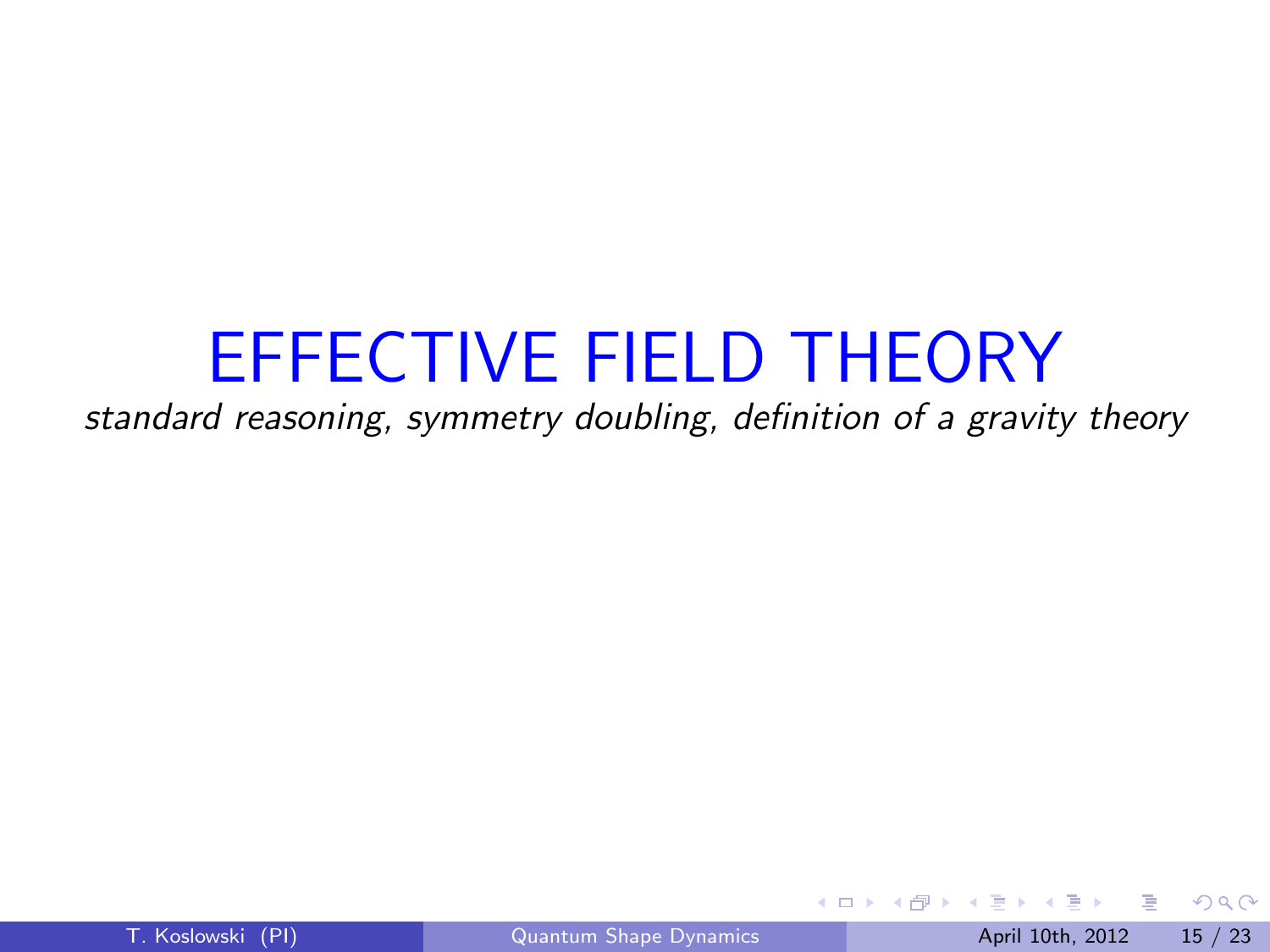# EFFECTIVE FIELD THEORY

*standard reasoning, symmetry doubling, definition of a gravity theory*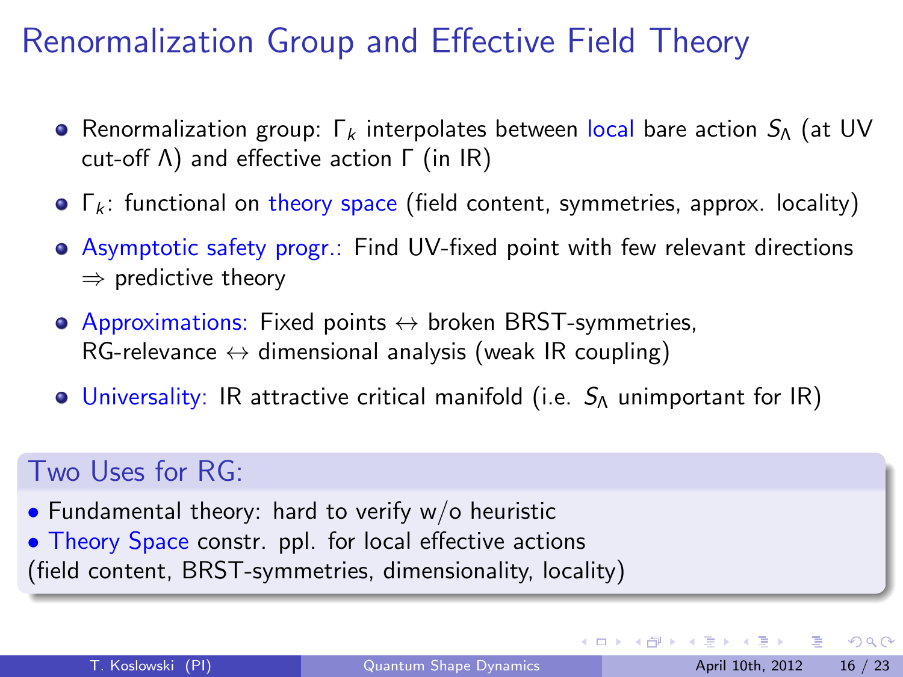# Renormalization Group and Effective Field Theory

- Renormalization group: $\Gamma_k$ interpolates between local bare action $S_\Lambda$ (at UV cut-off $\Lambda$) and effective action $\Gamma$ (in IR)
- $\Gamma_k$: functional on theory space (field content, symmetries, approx. locality)
- Asymptotic safety progr.: Find UV-fixed point with few relevant directions $\Rightarrow$ predictive theory
- Approximations: Fixed points $\leftrightarrow$ broken BRST-symmetries, RG-relevance $\leftrightarrow$ dimensional analysis (weak IR coupling)
- Universality: IR attractive critical manifold (i.e. $S_\Lambda$ unimportant for IR)

## Two Uses for RG:

- Fundamental theory: hard to verify w/o heuristic
- Theory Space constr. ppl. for local effective actions (field content, BRST-symmetries, dimensionality, locality)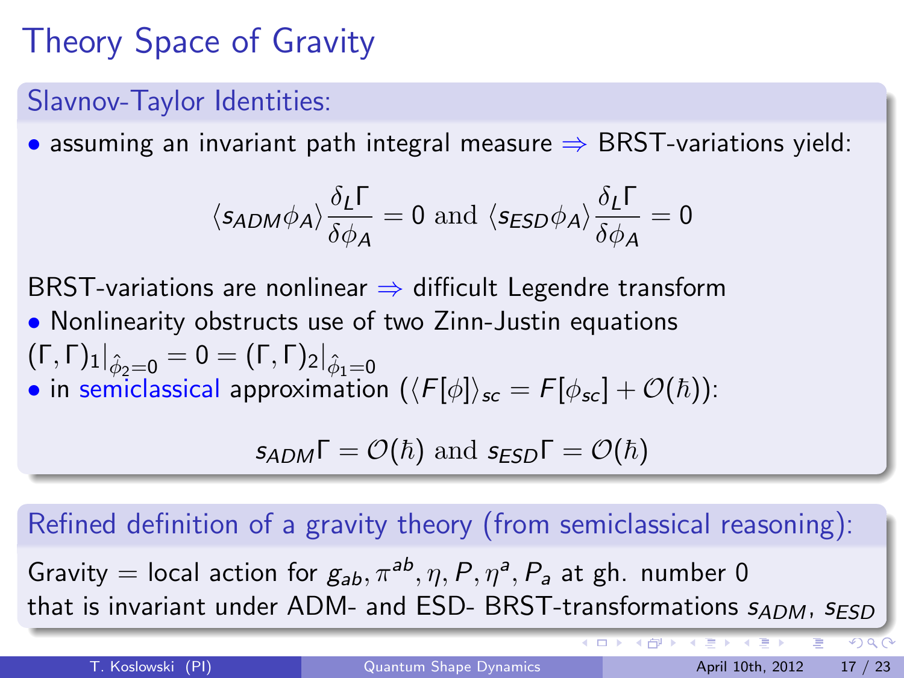# Theory Space of Gravity

## Slavnov-Taylor Identities:

- assuming an invariant path integral measure ⇒ BRST-variations yield:

$$\langle s_{ADM}\phi_A \rangle \frac{\delta_L \Gamma}{\delta \phi_A} = 0 \text{ and } \langle s_{ESD}\phi_A \rangle \frac{\delta_L \Gamma}{\delta \phi_A} = 0$$

BRST-variations are nonlinear ⇒ difficult Legendre transform

- Nonlinearity obstructs use of two Zinn-Justin equations $(\Gamma,\Gamma)_1|_{\hat{\phi}_2=0} = 0 = (\Gamma,\Gamma)_2|_{\hat{\phi}_1=0}$
- in semiclassical approximation ($\langle F[\phi]\rangle_{sc} = F[\phi_{sc}] + \mathcal{O}(\hbar)$):

$$s_{ADM}\Gamma = \mathcal{O}(\hbar) \text{ and } s_{ESD}\Gamma = \mathcal{O}(\hbar)$$

## Refined definition of a gravity theory (from semiclassical reasoning):

Gravity = local action for $g_{ab}, \pi^{ab}, \eta, P, \eta^a, P_a$ at gh. number 0 that is invariant under ADM- and ESD- BRST-transformations $s_{ADM}$, $s_{ESD}$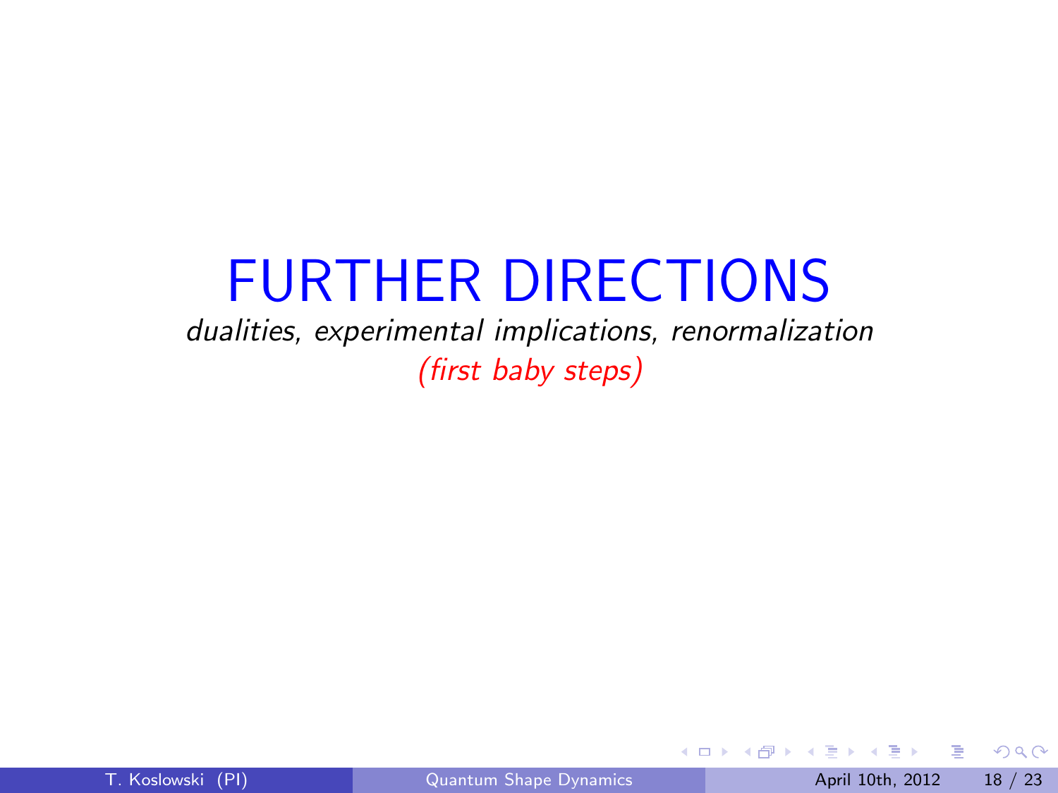# FURTHER DIRECTIONS

*dualities, experimental implications, renormalization*

*(first baby steps)*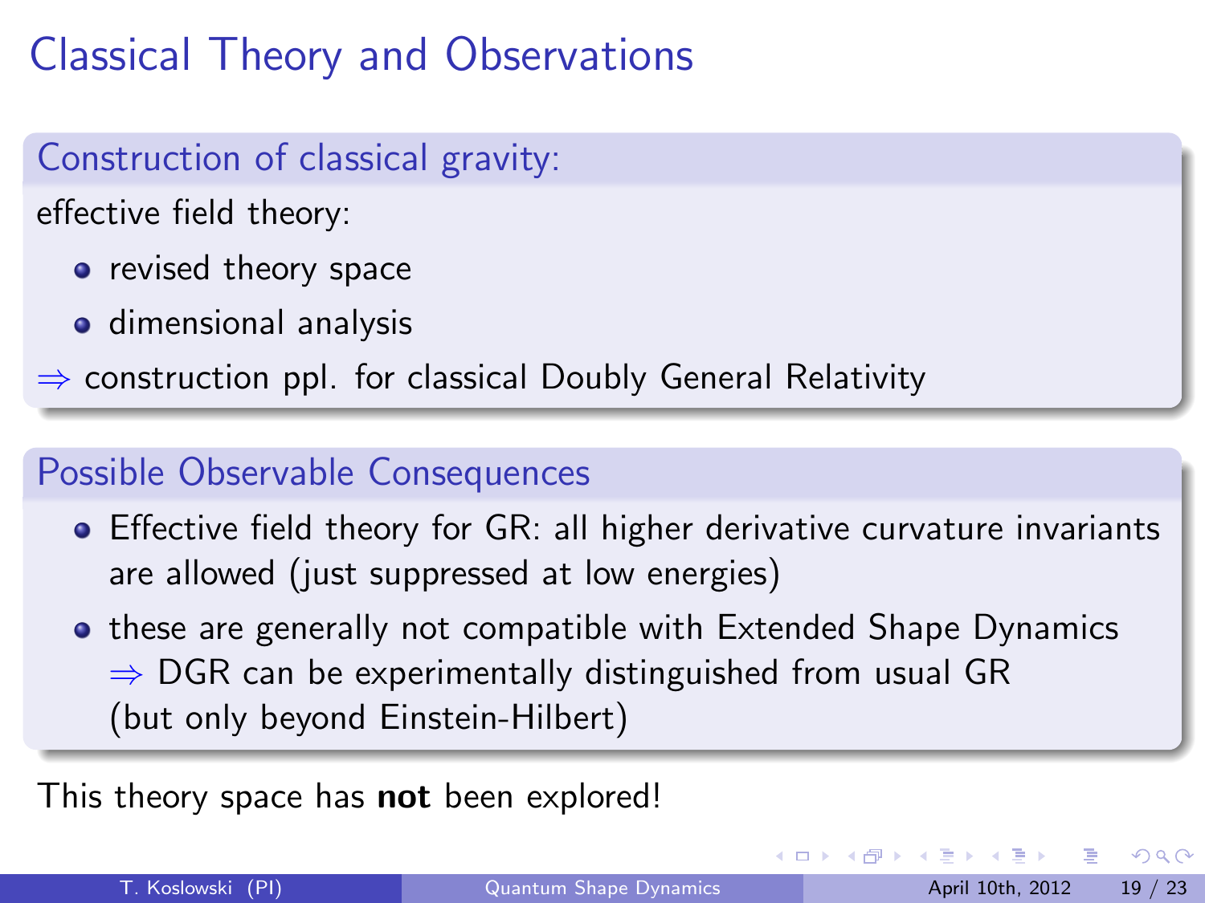# Classical Theory and Observations

### Construction of classical gravity:

effective field theory:

- revised theory space
- dimensional analysis

$\Rightarrow$ construction ppl. for classical Doubly General Relativity

### Possible Observable Consequences

- Effective field theory for GR: all higher derivative curvature invariants are allowed (just suppressed at low energies)
- these are generally not compatible with Extended Shape Dynamics
  $\Rightarrow$ DGR can be experimentally distinguished from usual GR
  (but only beyond Einstein-Hilbert)

This theory space has **not** been explored!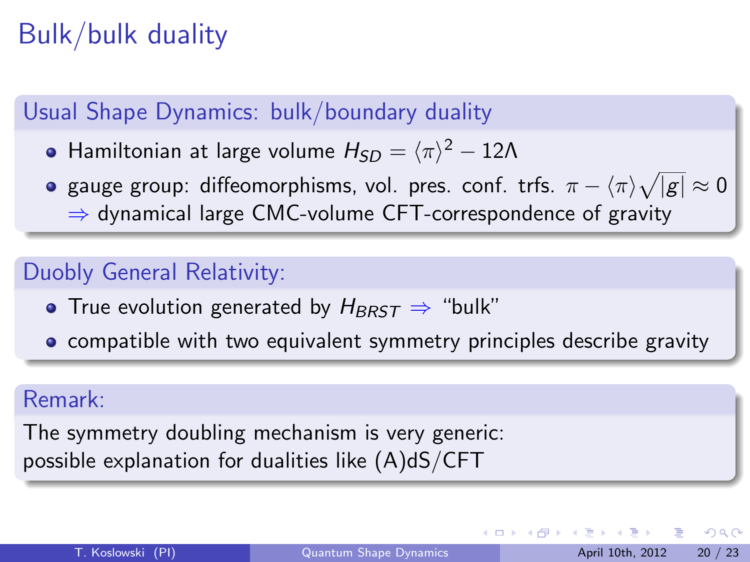# Bulk/bulk duality

## Usual Shape Dynamics: bulk/boundary duality

- Hamiltonian at large volume $H_{SD} = \langle \pi \rangle^2 - 12\Lambda$
- gauge group: diffeomorphisms, vol. pres. conf. trfs. $\pi - \langle \pi \rangle \sqrt{|g|} \approx 0$
  $\Rightarrow$ dynamical large CMC-volume CFT-correspondence of gravity

## Duobly General Relativity:

- True evolution generated by $H_{BRST} \Rightarrow$ "bulk"
- compatible with two equivalent symmetry principles describe gravity

## Remark:

The symmetry doubling mechanism is very generic:
possible explanation for dualities like (A)dS/CFT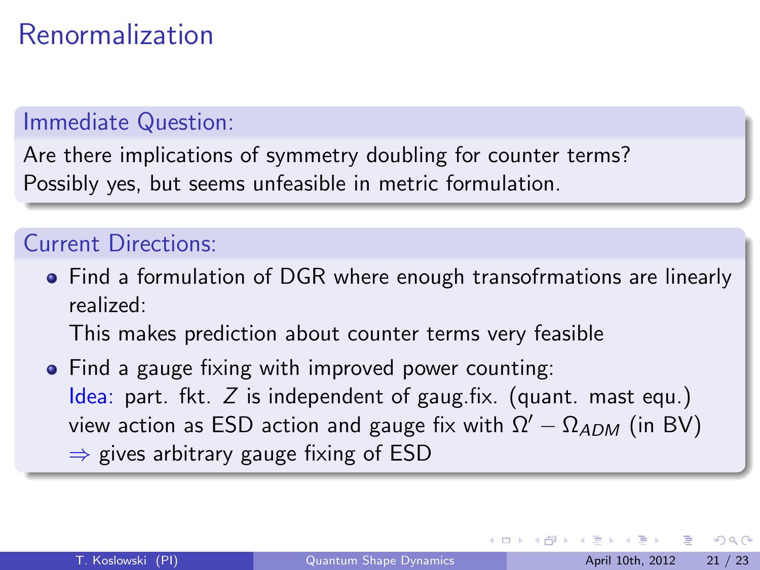# Renormalization

### Immediate Question:

Are there implications of symmetry doubling for counter terms?
Possibly yes, but seems unfeasible in metric formulation.

### Current Directions:

- Find a formulation of DGR where enough transofrmations are linearly realized:
  This makes prediction about counter terms very feasible
- Find a gauge fixing with improved power counting:
  Idea: part. fkt. $Z$ is independent of gaug.fix. (quant. mast equ.)
  view action as ESD action and gauge fix with $\Omega' - \Omega_{ADM}$ (in BV)
  $\Rightarrow$ gives arbitrary gauge fixing of ESD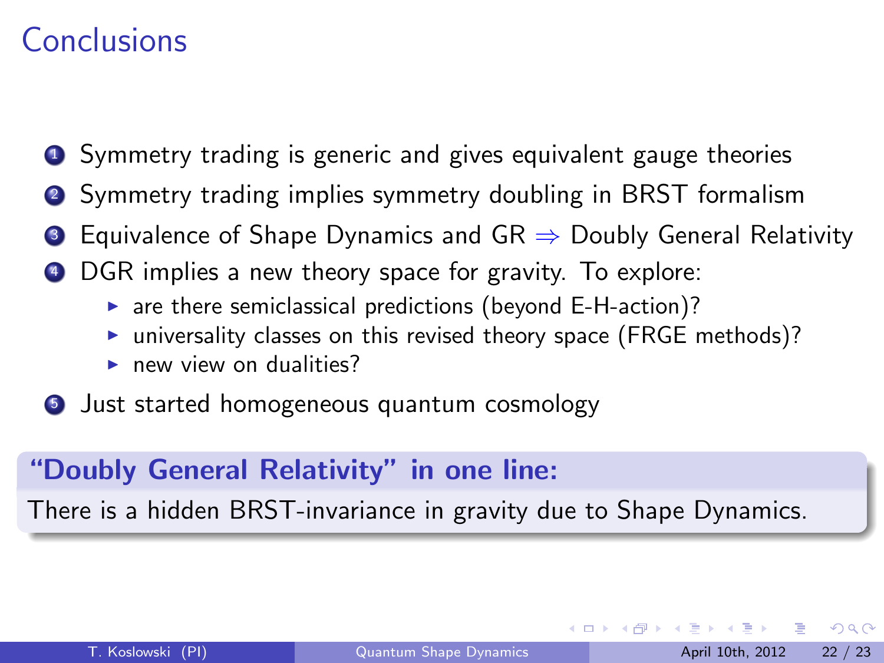# Conclusions

1. Symmetry trading is generic and gives equivalent gauge theories
2. Symmetry trading implies symmetry doubling in BRST formalism
3. Equivalence of Shape Dynamics and GR $\Rightarrow$ Doubly General Relativity
4. DGR implies a new theory space for gravity. To explore:
   - are there semiclassical predictions (beyond E-H-action)?
   - universality classes on this revised theory space (FRGE methods)?
   - new view on dualities?
5. Just started homogeneous quantum cosmology

**"Doubly General Relativity" in one line:**

There is a hidden BRST-invariance in gravity due to Shape Dynamics.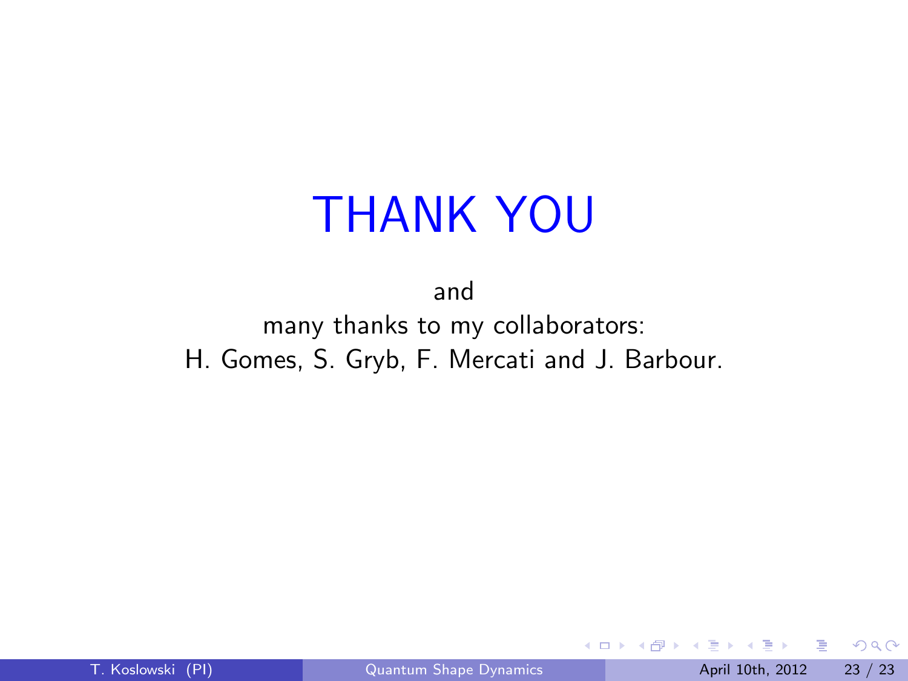# THANK YOU

and

many thanks to my collaborators:
H. Gomes, S. Gryb, F. Mercati and J. Barbour.